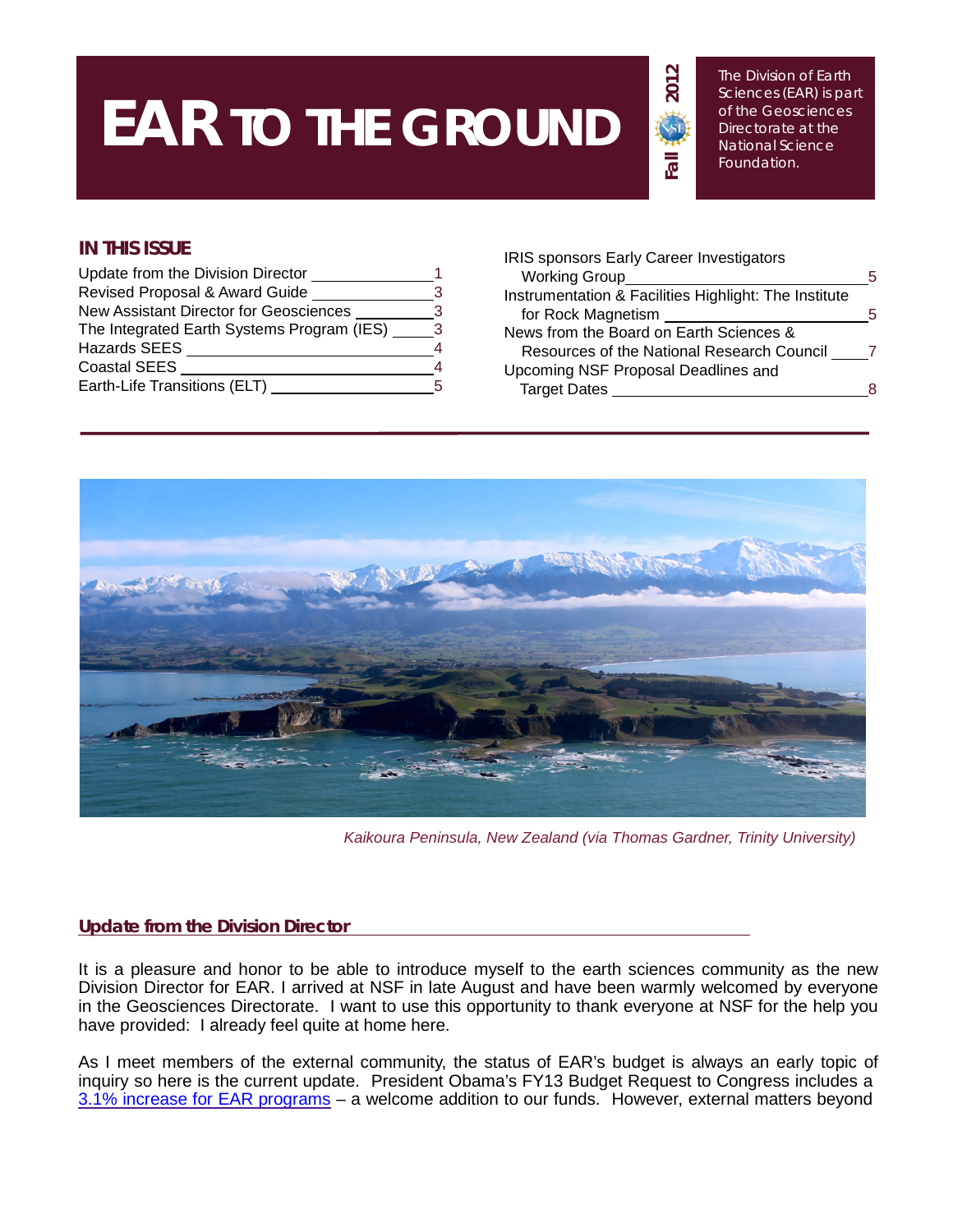# EAR TO THE GROUND

Fall 2012

The Division of Earth Sciences (EAR) is part of the Geosciences Directorate at the National Science Foundation.

## IN THIS ISSUE

| | |
|---|---|
| Update from the Division Director | 1 |
| Revised Proposal & Award Guide | 3 |
| New Assistant Director for Geosciences | 3 |
| The Integrated Earth Systems Program (IES) | 3 |
| Hazards SEES | 4 |
| Coastal SEES | 4 |
| Earth-Life Transitions (ELT) | 5 |
| IRIS sponsors Early Career Investigators Working Group | 5 |
| Instrumentation & Facilities Highlight: The Institute for Rock Magnetism | 5 |
| News from the Board on Earth Sciences & Resources of the National Research Council | 7 |
| Upcoming NSF Proposal Deadlines and Target Dates | 8 |

*Kaikoura Peninsula, New Zealand (via Thomas Gardner, Trinity University)*

## Update from the Division Director

It is a pleasure and honor to be able to introduce myself to the earth sciences community as the new Division Director for EAR. I arrived at NSF in late August and have been warmly welcomed by everyone in the Geosciences Directorate. I want to use this opportunity to thank everyone at NSF for the help you have provided: I already feel quite at home here.

As I meet members of the external community, the status of EAR's budget is always an early topic of inquiry so here is the current update. President Obama's FY13 Budget Request to Congress includes a 3.1% increase for EAR programs – a welcome addition to our funds. However, external matters beyond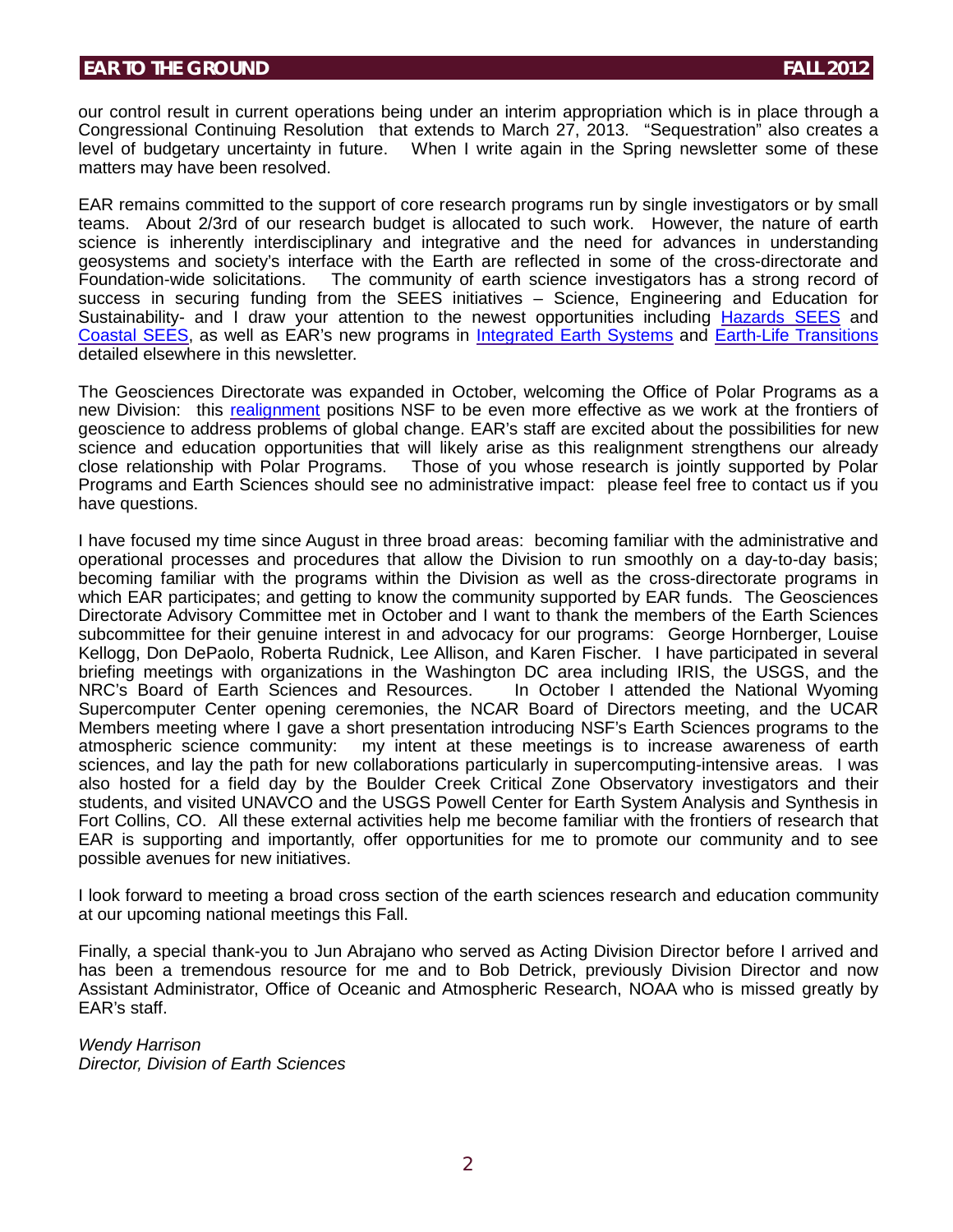our control result in current operations being under an interim appropriation which is in place through a Congressional Continuing Resolution that extends to March 27, 2013. "Sequestration" also creates a level of budgetary uncertainty in future. When I write again in the Spring newsletter some of these matters may have been resolved.

EAR remains committed to the support of core research programs run by single investigators or by small teams. About 2/3rd of our research budget is allocated to such work. However, the nature of earth science is inherently interdisciplinary and integrative and the need for advances in understanding geosystems and society's interface with the Earth are reflected in some of the cross-directorate and Foundation-wide solicitations. The community of earth science investigators has a strong record of success in securing funding from the SEES initiatives – Science, Engineering and Education for Sustainability- and I draw your attention to the newest opportunities including Hazards SEES and Coastal SEES, as well as EAR's new programs in Integrated Earth Systems and Earth-Life Transitions detailed elsewhere in this newsletter.

The Geosciences Directorate was expanded in October, welcoming the Office of Polar Programs as a new Division: this realignment positions NSF to be even more effective as we work at the frontiers of geoscience to address problems of global change. EAR's staff are excited about the possibilities for new science and education opportunities that will likely arise as this realignment strengthens our already close relationship with Polar Programs. Those of you whose research is jointly supported by Polar Programs and Earth Sciences should see no administrative impact: please feel free to contact us if you have questions.

I have focused my time since August in three broad areas: becoming familiar with the administrative and operational processes and procedures that allow the Division to run smoothly on a day-to-day basis; becoming familiar with the programs within the Division as well as the cross-directorate programs in which EAR participates; and getting to know the community supported by EAR funds. The Geosciences Directorate Advisory Committee met in October and I want to thank the members of the Earth Sciences subcommittee for their genuine interest in and advocacy for our programs: George Hornberger, Louise Kellogg, Don DePaolo, Roberta Rudnick, Lee Allison, and Karen Fischer. I have participated in several briefing meetings with organizations in the Washington DC area including IRIS, the USGS, and the NRC's Board of Earth Sciences and Resources. In October I attended the National Wyoming Supercomputer Center opening ceremonies, the NCAR Board of Directors meeting, and the UCAR Members meeting where I gave a short presentation introducing NSF's Earth Sciences programs to the atmospheric science community: my intent at these meetings is to increase awareness of earth sciences, and lay the path for new collaborations particularly in supercomputing-intensive areas. I was also hosted for a field day by the Boulder Creek Critical Zone Observatory investigators and their students, and visited UNAVCO and the USGS Powell Center for Earth System Analysis and Synthesis in Fort Collins, CO. All these external activities help me become familiar with the frontiers of research that EAR is supporting and importantly, offer opportunities for me to promote our community and to see possible avenues for new initiatives.

I look forward to meeting a broad cross section of the earth sciences research and education community at our upcoming national meetings this Fall.

Finally, a special thank-you to Jun Abrajano who served as Acting Division Director before I arrived and has been a tremendous resource for me and to Bob Detrick, previously Division Director and now Assistant Administrator, Office of Oceanic and Atmospheric Research, NOAA who is missed greatly by EAR's staff.

*Wendy Harrison*
*Director, Division of Earth Sciences*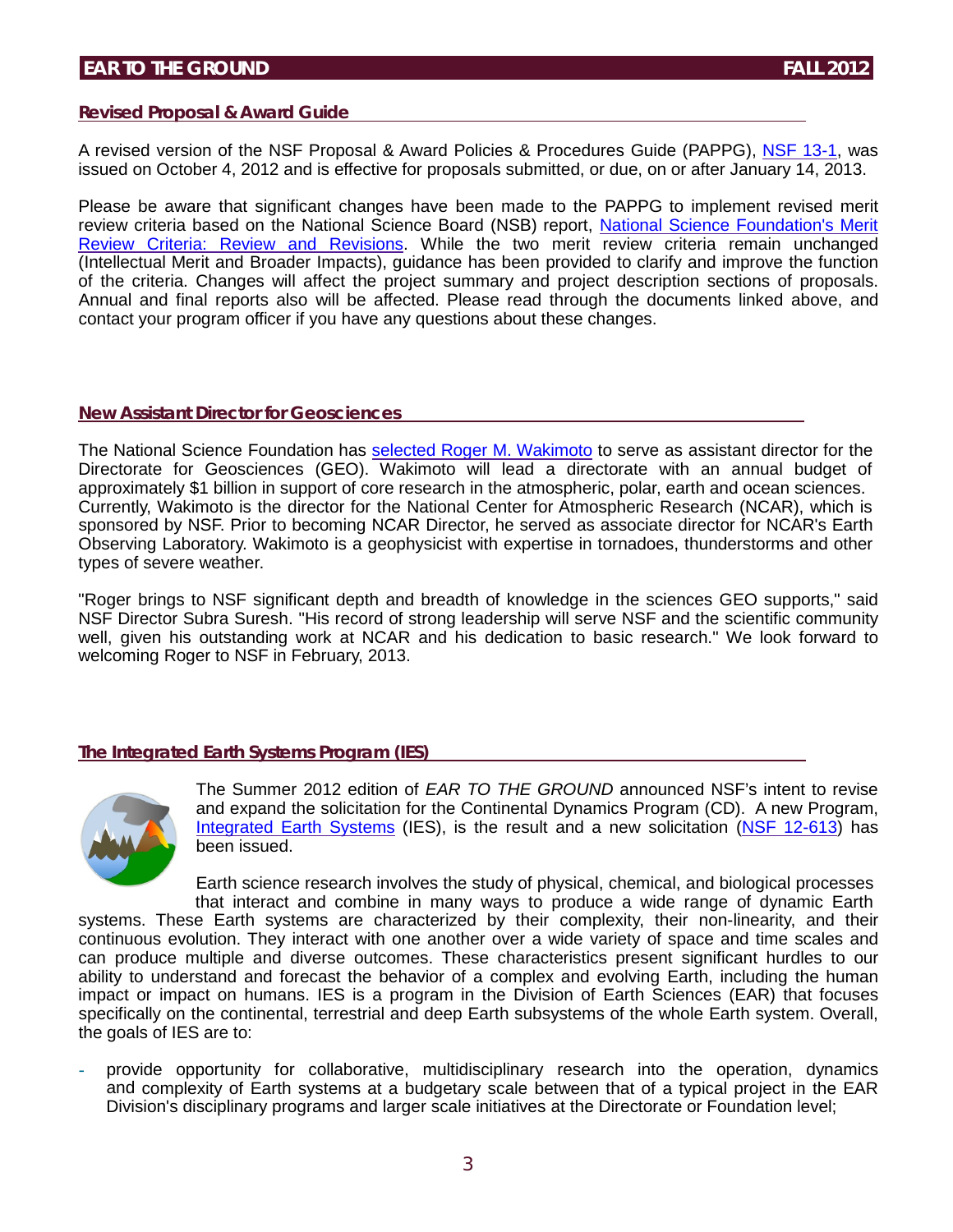## Revised Proposal & Award Guide

A revised version of the NSF Proposal & Award Policies & Procedures Guide (PAPPG), NSF 13-1, was issued on October 4, 2012 and is effective for proposals submitted, or due, on or after January 14, 2013.

Please be aware that significant changes have been made to the PAPPG to implement revised merit review criteria based on the National Science Board (NSB) report, National Science Foundation's Merit Review Criteria: Review and Revisions. While the two merit review criteria remain unchanged (Intellectual Merit and Broader Impacts), guidance has been provided to clarify and improve the function of the criteria. Changes will affect the project summary and project description sections of proposals. Annual and final reports also will be affected. Please read through the documents linked above, and contact your program officer if you have any questions about these changes.

## New Assistant Director for Geosciences

The National Science Foundation has selected Roger M. Wakimoto to serve as assistant director for the Directorate for Geosciences (GEO). Wakimoto will lead a directorate with an annual budget of approximately $1 billion in support of core research in the atmospheric, polar, earth and ocean sciences. Currently, Wakimoto is the director for the National Center for Atmospheric Research (NCAR), which is sponsored by NSF. Prior to becoming NCAR Director, he served as associate director for NCAR's Earth Observing Laboratory. Wakimoto is a geophysicist with expertise in tornadoes, thunderstorms and other types of severe weather.

"Roger brings to NSF significant depth and breadth of knowledge in the sciences GEO supports," said NSF Director Subra Suresh. "His record of strong leadership will serve NSF and the scientific community well, given his outstanding work at NCAR and his dedication to basic research." We look forward to welcoming Roger to NSF in February, 2013.

## The Integrated Earth Systems Program (IES)

The Summer 2012 edition of *EAR TO THE GROUND* announced NSF's intent to revise and expand the solicitation for the Continental Dynamics Program (CD). A new Program, Integrated Earth Systems (IES), is the result and a new solicitation (NSF 12-613) has been issued.

Earth science research involves the study of physical, chemical, and biological processes that interact and combine in many ways to produce a wide range of dynamic Earth systems. These Earth systems are characterized by their complexity, their non-linearity, and their continuous evolution. They interact with one another over a wide variety of space and time scales and can produce multiple and diverse outcomes. These characteristics present significant hurdles to our ability to understand and forecast the behavior of a complex and evolving Earth, including the human impact or impact on humans. IES is a program in the Division of Earth Sciences (EAR) that focuses specifically on the continental, terrestrial and deep Earth subsystems of the whole Earth system. Overall, the goals of IES are to:

- provide opportunity for collaborative, multidisciplinary research into the operation, dynamics and complexity of Earth systems at a budgetary scale between that of a typical project in the EAR Division's disciplinary programs and larger scale initiatives at the Directorate or Foundation level;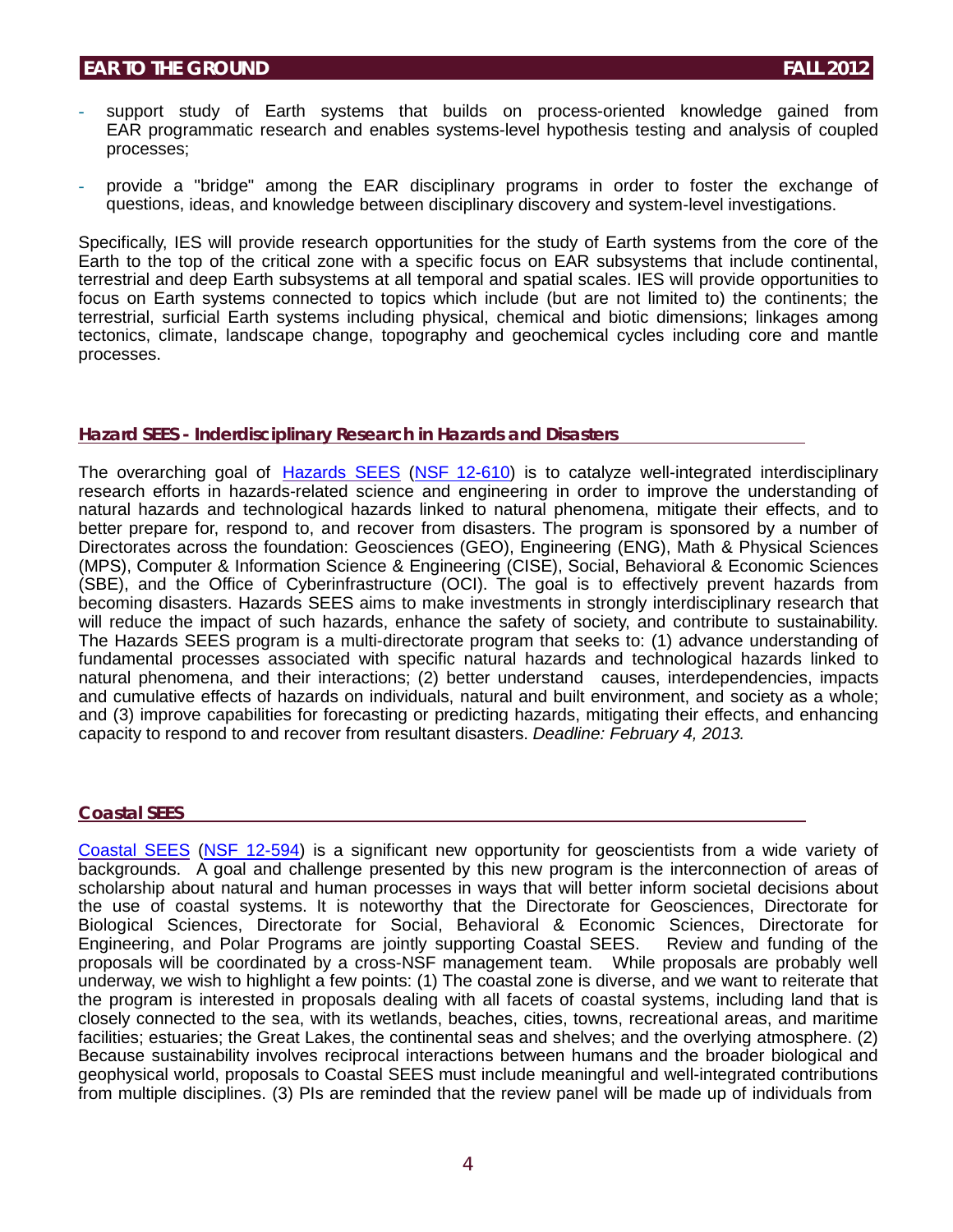- support study of Earth systems that builds on process-oriented knowledge gained from EAR programmatic research and enables systems-level hypothesis testing and analysis of coupled processes;
- provide a "bridge" among the EAR disciplinary programs in order to foster the exchange of questions, ideas, and knowledge between disciplinary discovery and system-level investigations.

Specifically, IES will provide research opportunities for the study of Earth systems from the core of the Earth to the top of the critical zone with a specific focus on EAR subsystems that include continental, terrestrial and deep Earth subsystems at all temporal and spatial scales. IES will provide opportunities to focus on Earth systems connected to topics which include (but are not limited to) the continents; the terrestrial, surficial Earth systems including physical, chemical and biotic dimensions; linkages among tectonics, climate, landscape change, topography and geochemical cycles including core and mantle processes.

## Hazard SEES - Inderdisciplinary Research in Hazards and Disasters

The overarching goal of Hazards SEES (NSF 12-610) is to catalyze well-integrated interdisciplinary research efforts in hazards-related science and engineering in order to improve the understanding of natural hazards and technological hazards linked to natural phenomena, mitigate their effects, and to better prepare for, respond to, and recover from disasters. The program is sponsored by a number of Directorates across the foundation: Geosciences (GEO), Engineering (ENG), Math & Physical Sciences (MPS), Computer & Information Science & Engineering (CISE), Social, Behavioral & Economic Sciences (SBE), and the Office of Cyberinfrastructure (OCI). The goal is to effectively prevent hazards from becoming disasters. Hazards SEES aims to make investments in strongly interdisciplinary research that will reduce the impact of such hazards, enhance the safety of society, and contribute to sustainability. The Hazards SEES program is a multi-directorate program that seeks to: (1) advance understanding of fundamental processes associated with specific natural hazards and technological hazards linked to natural phenomena, and their interactions; (2) better understand causes, interdependencies, impacts and cumulative effects of hazards on individuals, natural and built environment, and society as a whole; and (3) improve capabilities for forecasting or predicting hazards, mitigating their effects, and enhancing capacity to respond to and recover from resultant disasters. *Deadline: February 4, 2013.*

## Coastal SEES

Coastal SEES (NSF 12-594) is a significant new opportunity for geoscientists from a wide variety of backgrounds. A goal and challenge presented by this new program is the interconnection of areas of scholarship about natural and human processes in ways that will better inform societal decisions about the use of coastal systems. It is noteworthy that the Directorate for Geosciences, Directorate for Biological Sciences, Directorate for Social, Behavioral & Economic Sciences, Directorate for Engineering, and Polar Programs are jointly supporting Coastal SEES. Review and funding of the proposals will be coordinated by a cross-NSF management team. While proposals are probably well underway, we wish to highlight a few points: (1) The coastal zone is diverse, and we want to reiterate that the program is interested in proposals dealing with all facets of coastal systems, including land that is closely connected to the sea, with its wetlands, beaches, cities, towns, recreational areas, and maritime facilities; estuaries; the Great Lakes, the continental seas and shelves; and the overlying atmosphere. (2) Because sustainability involves reciprocal interactions between humans and the broader biological and geophysical world, proposals to Coastal SEES must include meaningful and well-integrated contributions from multiple disciplines. (3) PIs are reminded that the review panel will be made up of individuals from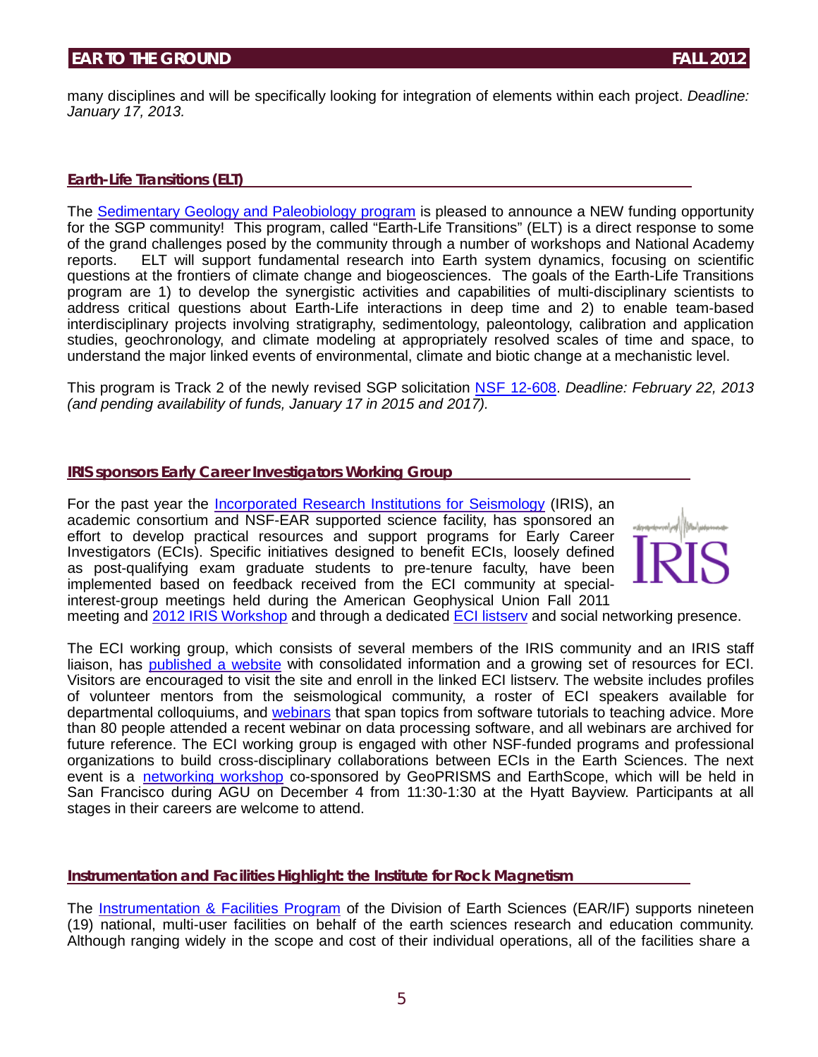many disciplines and will be specifically looking for integration of elements within each project. *Deadline: January 17, 2013.*

## Earth-Life Transitions (ELT)

The Sedimentary Geology and Paleobiology program is pleased to announce a NEW funding opportunity for the SGP community! This program, called "Earth-Life Transitions" (ELT) is a direct response to some of the grand challenges posed by the community through a number of workshops and National Academy reports. ELT will support fundamental research into Earth system dynamics, focusing on scientific questions at the frontiers of climate change and biogeosciences. The goals of the Earth-Life Transitions program are 1) to develop the synergistic activities and capabilities of multi-disciplinary scientists to address critical questions about Earth-Life interactions in deep time and 2) to enable team-based interdisciplinary projects involving stratigraphy, sedimentology, paleontology, calibration and application studies, geochronology, and climate modeling at appropriately resolved scales of time and space, to understand the major linked events of environmental, climate and biotic change at a mechanistic level.

This program is Track 2 of the newly revised SGP solicitation NSF 12-608. *Deadline: February 22, 2013 (and pending availability of funds, January 17 in 2015 and 2017).*

## IRIS sponsors Early Career Investigators Working Group

For the past year the Incorporated Research Institutions for Seismology (IRIS), an academic consortium and NSF-EAR supported science facility, has sponsored an effort to develop practical resources and support programs for Early Career Investigators (ECIs). Specific initiatives designed to benefit ECIs, loosely defined as post-qualifying exam graduate students to pre-tenure faculty, have been implemented based on feedback received from the ECI community at special-interest-group meetings held during the American Geophysical Union Fall 2011 meeting and 2012 IRIS Workshop and through a dedicated ECI listserv and social networking presence.

The ECI working group, which consists of several members of the IRIS community and an IRIS staff liaison, has published a website with consolidated information and a growing set of resources for ECI. Visitors are encouraged to visit the site and enroll in the linked ECI listserv. The website includes profiles of volunteer mentors from the seismological community, a roster of ECI speakers available for departmental colloquiums, and webinars that span topics from software tutorials to teaching advice. More than 80 people attended a recent webinar on data processing software, and all webinars are archived for future reference. The ECI working group is engaged with other NSF-funded programs and professional organizations to build cross-disciplinary collaborations between ECIs in the Earth Sciences. The next event is a networking workshop co-sponsored by GeoPRISMS and EarthScope, which will be held in San Francisco during AGU on December 4 from 11:30-1:30 at the Hyatt Bayview. Participants at all stages in their careers are welcome to attend.

## Instrumentation and Facilities Highlight: the Institute for Rock Magnetism

The Instrumentation & Facilities Program of the Division of Earth Sciences (EAR/IF) supports nineteen (19) national, multi-user facilities on behalf of the earth sciences research and education community. Although ranging widely in the scope and cost of their individual operations, all of the facilities share a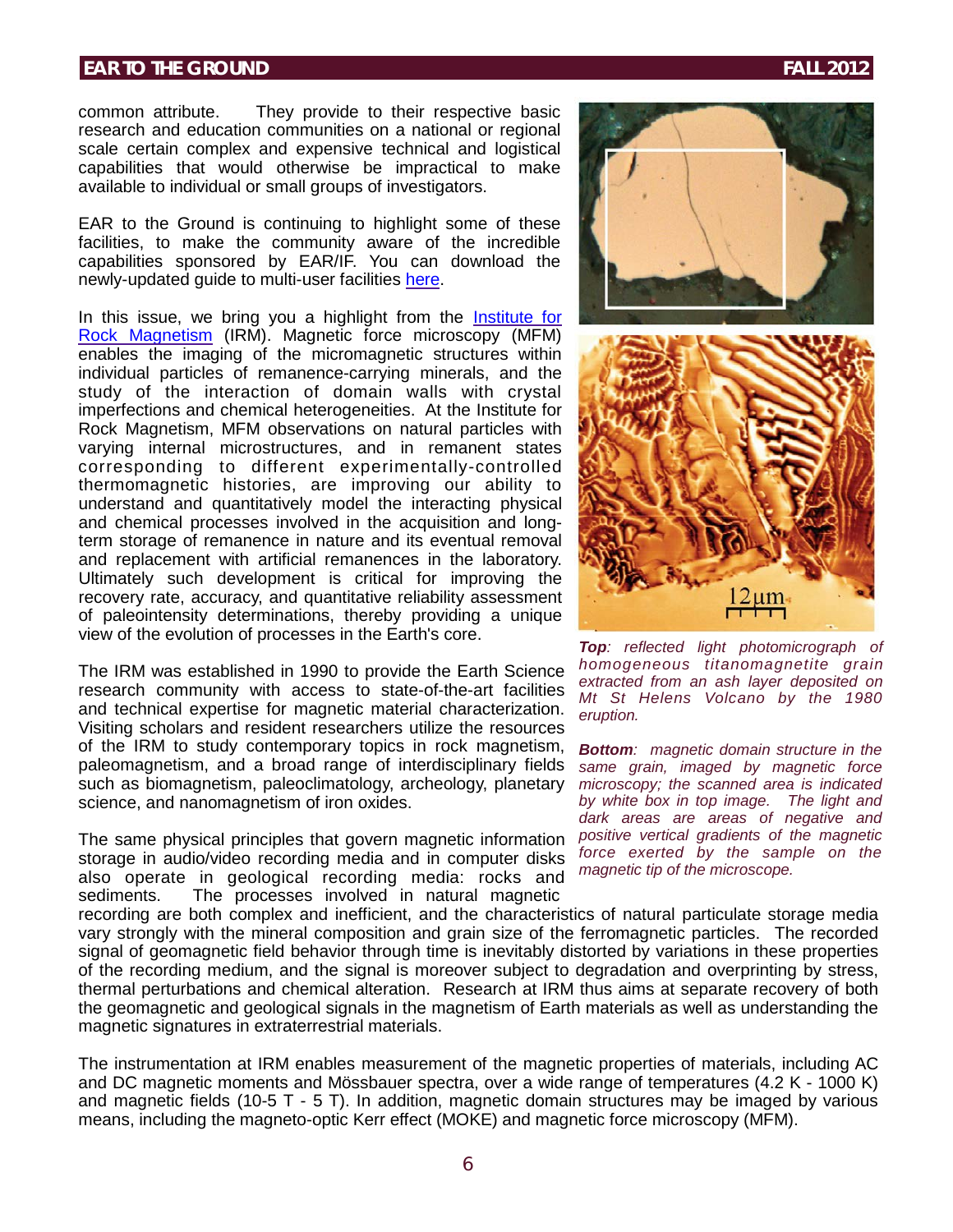common attribute. They provide to their respective basic research and education communities on a national or regional scale certain complex and expensive technical and logistical capabilities that would otherwise be impractical to make available to individual or small groups of investigators.

EAR to the Ground is continuing to highlight some of these facilities, to make the community aware of the incredible capabilities sponsored by EAR/IF. You can download the newly-updated guide to multi-user facilities here.

In this issue, we bring you a highlight from the Institute for Rock Magnetism (IRM). Magnetic force microscopy (MFM) enables the imaging of the micromagnetic structures within individual particles of remanence-carrying minerals, and the study of the interaction of domain walls with crystal imperfections and chemical heterogeneities. At the Institute for Rock Magnetism, MFM observations on natural particles with varying internal microstructures, and in remanent states corresponding to different experimentally-controlled thermomagnetic histories, are improving our ability to understand and quantitatively model the interacting physical and chemical processes involved in the acquisition and long-term storage of remanence in nature and its eventual removal and replacement with artificial remanences in the laboratory. Ultimately such development is critical for improving the recovery rate, accuracy, and quantitative reliability assessment of paleointensity determinations, thereby providing a unique view of the evolution of processes in the Earth's core.

*__Top__: reflected light photomicrograph of homogeneous titanomagnetite grain extracted from an ash layer deposited on Mt St Helens Volcano by the 1980 eruption.*

*__Bottom__: magnetic domain structure in the same grain, imaged by magnetic force microscopy; the scanned area is indicated by white box in top image. The light and dark areas are areas of negative and positive vertical gradients of the magnetic force exerted by the sample on the magnetic tip of the microscope.*

The IRM was established in 1990 to provide the Earth Science research community with access to state-of-the-art facilities and technical expertise for magnetic material characterization. Visiting scholars and resident researchers utilize the resources of the IRM to study contemporary topics in rock magnetism, paleomagnetism, and a broad range of interdisciplinary fields such as biomagnetism, paleoclimatology, archeology, planetary science, and nanomagnetism of iron oxides.

The same physical principles that govern magnetic information storage in audio/video recording media and in computer disks also operate in geological recording media: rocks and sediments. The processes involved in natural magnetic recording are both complex and inefficient, and the characteristics of natural particulate storage media vary strongly with the mineral composition and grain size of the ferromagnetic particles. The recorded signal of geomagnetic field behavior through time is inevitably distorted by variations in these properties of the recording medium, and the signal is moreover subject to degradation and overprinting by stress, thermal perturbations and chemical alteration. Research at IRM thus aims at separate recovery of both the geomagnetic and geological signals in the magnetism of Earth materials as well as understanding the magnetic signatures in extraterrestrial materials.

The instrumentation at IRM enables measurement of the magnetic properties of materials, including AC and DC magnetic moments and Mössbauer spectra, over a wide range of temperatures (4.2 K - 1000 K) and magnetic fields ($10^{-5}$ T - 5 T). In addition, magnetic domain structures may be imaged by various means, including the magneto-optic Kerr effect (MOKE) and magnetic force microscopy (MFM).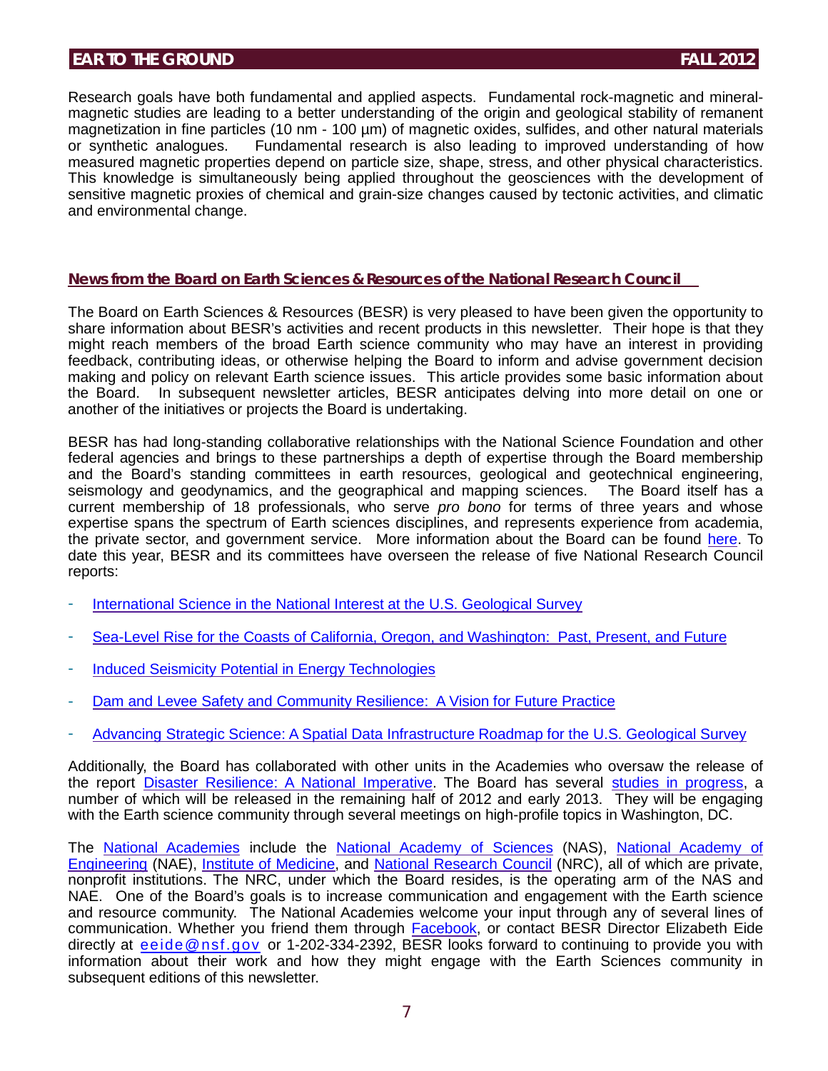Research goals have both fundamental and applied aspects. Fundamental rock-magnetic and mineral-magnetic studies are leading to a better understanding of the origin and geological stability of remanent magnetization in fine particles (10 nm - 100 µm) of magnetic oxides, sulfides, and other natural materials or synthetic analogues. Fundamental research is also leading to improved understanding of how measured magnetic properties depend on particle size, shape, stress, and other physical characteristics. This knowledge is simultaneously being applied throughout the geosciences with the development of sensitive magnetic proxies of chemical and grain-size changes caused by tectonic activities, and climatic and environmental change.

## News from the Board on Earth Sciences & Resources of the National Research Council

The Board on Earth Sciences & Resources (BESR) is very pleased to have been given the opportunity to share information about BESR's activities and recent products in this newsletter. Their hope is that they might reach members of the broad Earth science community who may have an interest in providing feedback, contributing ideas, or otherwise helping the Board to inform and advise government decision making and policy on relevant Earth science issues. This article provides some basic information about the Board. In subsequent newsletter articles, BESR anticipates delving into more detail on one or another of the initiatives or projects the Board is undertaking.

BESR has had long-standing collaborative relationships with the National Science Foundation and other federal agencies and brings to these partnerships a depth of expertise through the Board membership and the Board's standing committees in earth resources, geological and geotechnical engineering, seismology and geodynamics, and the geographical and mapping sciences. The Board itself has a current membership of 18 professionals, who serve *pro bono* for terms of three years and whose expertise spans the spectrum of Earth sciences disciplines, and represents experience from academia, the private sector, and government service. More information about the Board can be found here. To date this year, BESR and its committees have overseen the release of five National Research Council reports:

- International Science in the National Interest at the U.S. Geological Survey
- Sea-Level Rise for the Coasts of California, Oregon, and Washington: Past, Present, and Future
- Induced Seismicity Potential in Energy Technologies
- Dam and Levee Safety and Community Resilience: A Vision for Future Practice
- Advancing Strategic Science: A Spatial Data Infrastructure Roadmap for the U.S. Geological Survey

Additionally, the Board has collaborated with other units in the Academies who oversaw the release of the report Disaster Resilience: A National Imperative. The Board has several studies in progress, a number of which will be released in the remaining half of 2012 and early 2013. They will be engaging with the Earth science community through several meetings on high-profile topics in Washington, DC.

The National Academies include the National Academy of Sciences (NAS), National Academy of Engineering (NAE), Institute of Medicine, and National Research Council (NRC), all of which are private, nonprofit institutions. The NRC, under which the Board resides, is the operating arm of the NAS and NAE. One of the Board's goals is to increase communication and engagement with the Earth science and resource community. The National Academies welcome your input through any of several lines of communication. Whether you friend them through Facebook, or contact BESR Director Elizabeth Eide directly at eeide@nsf.gov or 1-202-334-2392, BESR looks forward to continuing to provide you with information about their work and how they might engage with the Earth Sciences community in subsequent editions of this newsletter.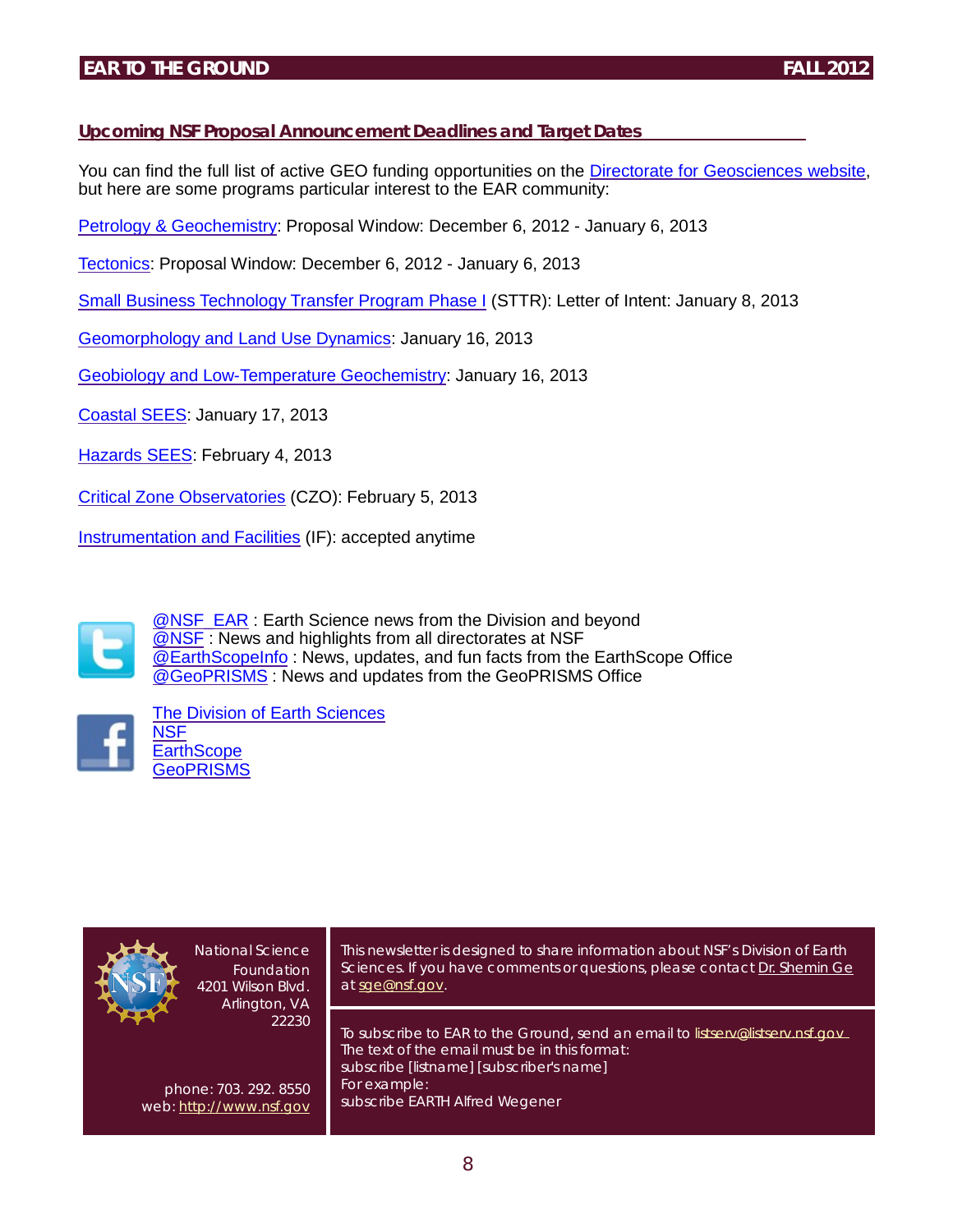## Upcoming NSF Proposal Announcement Deadlines and Target Dates

You can find the full list of active GEO funding opportunities on the Directorate for Geosciences website, but here are some programs particular interest to the EAR community:

Petrology & Geochemistry: Proposal Window: December 6, 2012 - January 6, 2013

Tectonics: Proposal Window: December 6, 2012 - January 6, 2013

Small Business Technology Transfer Program Phase I (STTR): Letter of Intent: January 8, 2013

Geomorphology and Land Use Dynamics: January 16, 2013

Geobiology and Low-Temperature Geochemistry: January 16, 2013

Coastal SEES: January 17, 2013

Hazards SEES: February 4, 2013

Critical Zone Observatories (CZO): February 5, 2013

Instrumentation and Facilities (IF): accepted anytime

@NSF_EAR : Earth Science news from the Division and beyond
@NSF : News and highlights from all directorates at NSF
@EarthScopeInfo : News, updates, and fun facts from the EarthScope Office
@GeoPRISMS : News and updates from the GeoPRISMS Office

The Division of Earth Sciences
NSF
EarthScope
GeoPRISMS

National Science Foundation
4201 Wilson Blvd.
Arlington, VA
22230

phone: 703. 292. 8550
web: http://www.nsf.gov

This newsletter is designed to share information about NSF's Division of Earth Sciences. If you have comments or questions, please contact Dr. Shemin Ge at sge@nsf.gov.

To subscribe to EAR to the Ground, send an email to listserv@listserv.nsf.gov
The text of the email must be in this format:
subscribe [listname] [subscriber's name]
For example:
subscribe EARTH Alfred Wegener